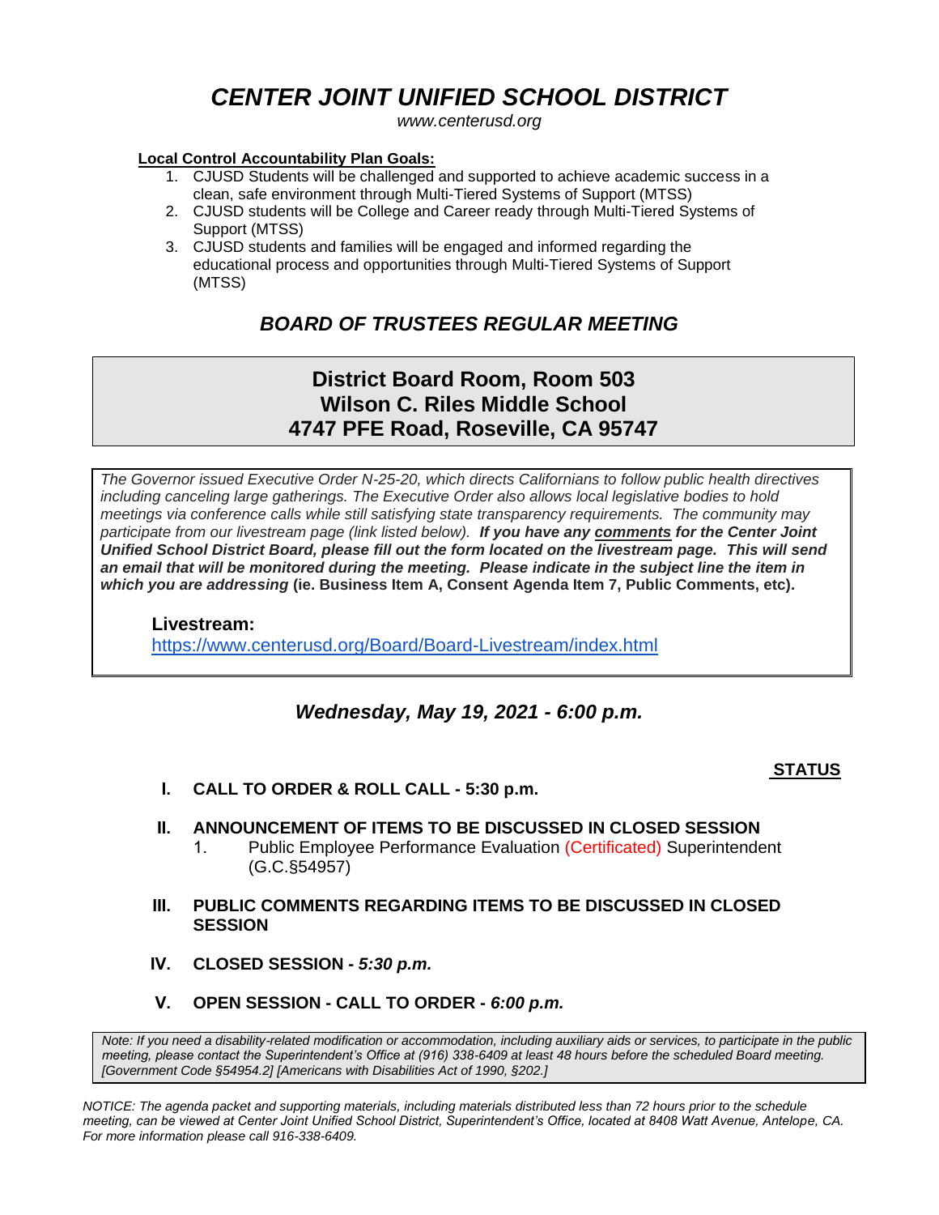# *CENTER JOINT UNIFIED SCHOOL DISTRICT*

*www.centerusd.org*

**Local Control Accountability Plan Goals:**

1. CJUSD Students will be challenged and supported to achieve academic success in a clean, safe environment through Multi-Tiered Systems of Support (MTSS)
2. CJUSD students will be College and Career ready through Multi-Tiered Systems of Support (MTSS)
3. CJUSD students and families will be engaged and informed regarding the educational process and opportunities through Multi-Tiered Systems of Support (MTSS)

## *BOARD OF TRUSTEES REGULAR MEETING*

**District Board Room, Room 503**
**Wilson C. Riles Middle School**
**4747 PFE Road, Roseville, CA 95747**

*The Governor issued Executive Order N-25-20, which directs Californians to follow public health directives including canceling large gatherings. The Executive Order also allows local legislative bodies to hold meetings via conference calls while still satisfying state transparency requirements. The community may participate from our livestream page (link listed below).* ***If you have any comments for the Center Joint Unified School District Board, please fill out the form located on the livestream page. This will send an email that will be monitored during the meeting. Please indicate in the subject line the item in which you are addressing*** **(ie. Business Item A, Consent Agenda Item 7, Public Comments, etc).**

**Livestream:**
https://www.centerusd.org/Board/Board-Livestream/index.html

### *Wednesday, May 19, 2021 - 6:00 p.m.*

**STATUS**

**I. CALL TO ORDER & ROLL CALL - 5:30 p.m.**

**II. ANNOUNCEMENT OF ITEMS TO BE DISCUSSED IN CLOSED SESSION**

1. Public Employee Performance Evaluation (Certificated) Superintendent (G.C.§54957)

**III. PUBLIC COMMENTS REGARDING ITEMS TO BE DISCUSSED IN CLOSED SESSION**

**IV. CLOSED SESSION -** ***5:30 p.m.***

**V. OPEN SESSION - CALL TO ORDER -** ***6:00 p.m.***

*Note: If you need a disability-related modification or accommodation, including auxiliary aids or services, to participate in the public meeting, please contact the Superintendent's Office at (916) 338-6409 at least 48 hours before the scheduled Board meeting. [Government Code §54954.2] [Americans with Disabilities Act of 1990, §202.]*

*NOTICE: The agenda packet and supporting materials, including materials distributed less than 72 hours prior to the schedule meeting, can be viewed at Center Joint Unified School District, Superintendent's Office, located at 8408 Watt Avenue, Antelope, CA. For more information please call 916-338-6409.*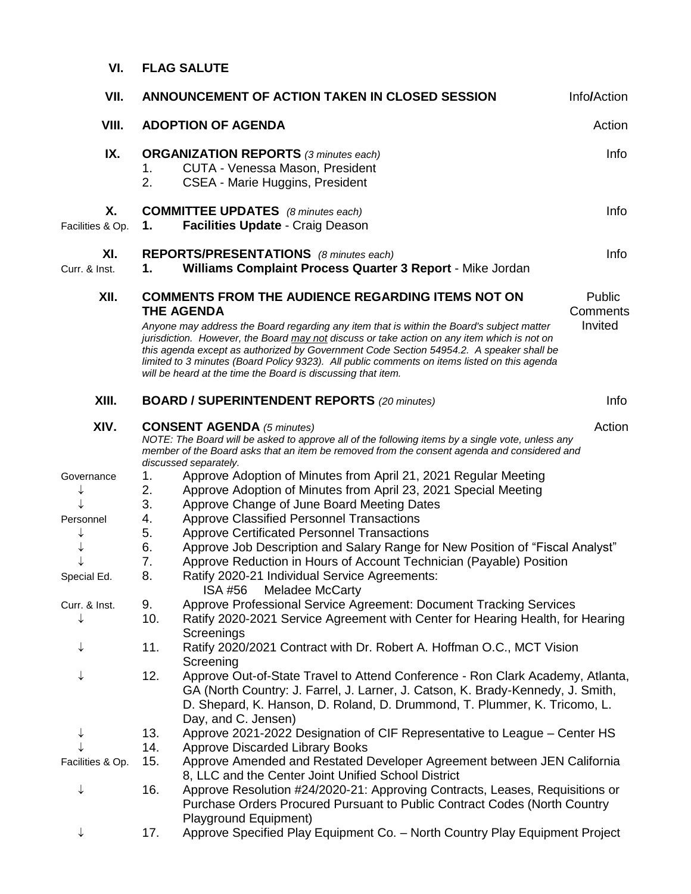## VI. FLAG SALUTE

## VII. ANNOUNCEMENT OF ACTION TAKEN IN CLOSED SESSION — Info/Action

## VIII. ADOPTION OF AGENDA — Action

## IX. ORGANIZATION REPORTS *(3 minutes each)* — Info

1. CUTA - Venessa Mason, President
2. CSEA - Marie Huggins, President

## X. COMMITTEE UPDATES *(8 minutes each)* — Info

Facilities & Op.
1. **Facilities Update** - Craig Deason

## XI. REPORTS/PRESENTATIONS *(8 minutes each)* — Info

Curr. & Inst.
1. **Williams Complaint Process Quarter 3 Report** - Mike Jordan

## XII. COMMENTS FROM THE AUDIENCE REGARDING ITEMS NOT ON THE AGENDA — Public Comments Invited

*Anyone may address the Board regarding any item that is within the Board's subject matter jurisdiction. However, the Board may not discuss or take action on any item which is not on this agenda except as authorized by Government Code Section 54954.2. A speaker shall be limited to 3 minutes (Board Policy 9323). All public comments on items listed on this agenda will be heard at the time the Board is discussing that item.*

## XIII. BOARD / SUPERINTENDENT REPORTS *(20 minutes)* — Info

## XIV. CONSENT AGENDA *(5 minutes)* — Action

*NOTE: The Board will be asked to approve all of the following items by a single vote, unless any member of the Board asks that an item be removed from the consent agenda and considered and discussed separately.*

Governance
1. Approve Adoption of Minutes from April 21, 2021 Regular Meeting
2. Approve Adoption of Minutes from April 23, 2021 Special Meeting
3. Approve Change of June Board Meeting Dates

Personnel
4. Approve Classified Personnel Transactions
5. Approve Certificated Personnel Transactions
6. Approve Job Description and Salary Range for New Position of "Fiscal Analyst"
7. Approve Reduction in Hours of Account Technician (Payable) Position

Special Ed.
8. Ratify 2020-21 Individual Service Agreements:
   ISA #56 Meladee McCarty

Curr. & Inst.
9. Approve Professional Service Agreement: Document Tracking Services
10. Ratify 2020-2021 Service Agreement with Center for Hearing Health, for Hearing Screenings
11. Ratify 2020/2021 Contract with Dr. Robert A. Hoffman O.C., MCT Vision Screening
12. Approve Out-of-State Travel to Attend Conference - Ron Clark Academy, Atlanta, GA (North Country: J. Farrel, J. Larner, J. Catson, K. Brady-Kennedy, J. Smith, D. Shepard, K. Hanson, D. Roland, D. Drummond, T. Plummer, K. Tricomo, L. Day, and C. Jensen)
13. Approve 2021-2022 Designation of CIF Representative to League – Center HS
14. Approve Discarded Library Books

Facilities & Op.
15. Approve Amended and Restated Developer Agreement between JEN California 8, LLC and the Center Joint Unified School District
16. Approve Resolution #24/2020-21: Approving Contracts, Leases, Requisitions or Purchase Orders Procured Pursuant to Public Contract Codes (North Country Playground Equipment)
17. Approve Specified Play Equipment Co. – North Country Play Equipment Project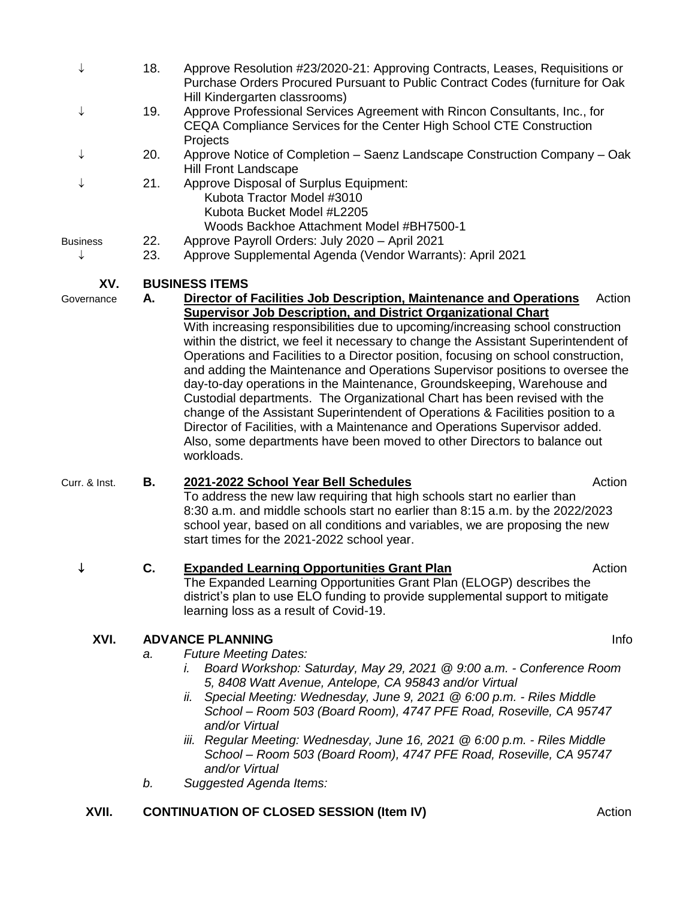| | | |
|---|---|---|
| ↓ | 18. | Approve Resolution #23/2020-21: Approving Contracts, Leases, Requisitions or Purchase Orders Procured Pursuant to Public Contract Codes (furniture for Oak Hill Kindergarten classrooms) |
| ↓ | 19. | Approve Professional Services Agreement with Rincon Consultants, Inc., for CEQA Compliance Services for the Center High School CTE Construction Projects |
| ↓ | 20. | Approve Notice of Completion – Saenz Landscape Construction Company – Oak Hill Front Landscape |
| ↓ | 21. | Approve Disposal of Surplus Equipment:<br>Kubota Tractor Model #3010<br>Kubota Bucket Model #L2205<br>Woods Backhoe Attachment Model #BH7500-1 |
| Business | 22. | Approve Payroll Orders: July 2020 – April 2021 |
| ↓ | 23. | Approve Supplemental Agenda (Vendor Warrants): April 2021 |

## XV. BUSINESS ITEMS

Governance

**A. Director of Facilities Job Description, Maintenance and Operations Supervisor Job Description, and District Organizational Chart** — Action

With increasing responsibilities due to upcoming/increasing school construction within the district, we feel it necessary to change the Assistant Superintendent of Operations and Facilities to a Director position, focusing on school construction, and adding the Maintenance and Operations Supervisor positions to oversee the day-to-day operations in the Maintenance, Groundskeeping, Warehouse and Custodial departments. The Organizational Chart has been revised with the change of the Assistant Superintendent of Operations & Facilities position to a Director of Facilities, with a Maintenance and Operations Supervisor added. Also, some departments have been moved to other Directors to balance out workloads.

Curr. & Inst.

**B. 2021-2022 School Year Bell Schedules** — Action

To address the new law requiring that high schools start no earlier than 8:30 a.m. and middle schools start no earlier than 8:15 a.m. by the 2022/2023 school year, based on all conditions and variables, we are proposing the new start times for the 2021-2022 school year.

↓

**C. Expanded Learning Opportunities Grant Plan** — Action

The Expanded Learning Opportunities Grant Plan (ELOGP) describes the district's plan to use ELO funding to provide supplemental support to mitigate learning loss as a result of Covid-19.

## XVI. ADVANCE PLANNING — Info

a. *Future Meeting Dates:*
   i. *Board Workshop: Saturday, May 29, 2021 @ 9:00 a.m. - Conference Room 5, 8408 Watt Avenue, Antelope, CA 95843 and/or Virtual*
   ii. *Special Meeting: Wednesday, June 9, 2021 @ 6:00 p.m. - Riles Middle School – Room 503 (Board Room), 4747 PFE Road, Roseville, CA 95747 and/or Virtual*
   iii. *Regular Meeting: Wednesday, June 16, 2021 @ 6:00 p.m. - Riles Middle School – Room 503 (Board Room), 4747 PFE Road, Roseville, CA 95747 and/or Virtual*

b. *Suggested Agenda Items:*

## XVII. CONTINUATION OF CLOSED SESSION (Item IV) — Action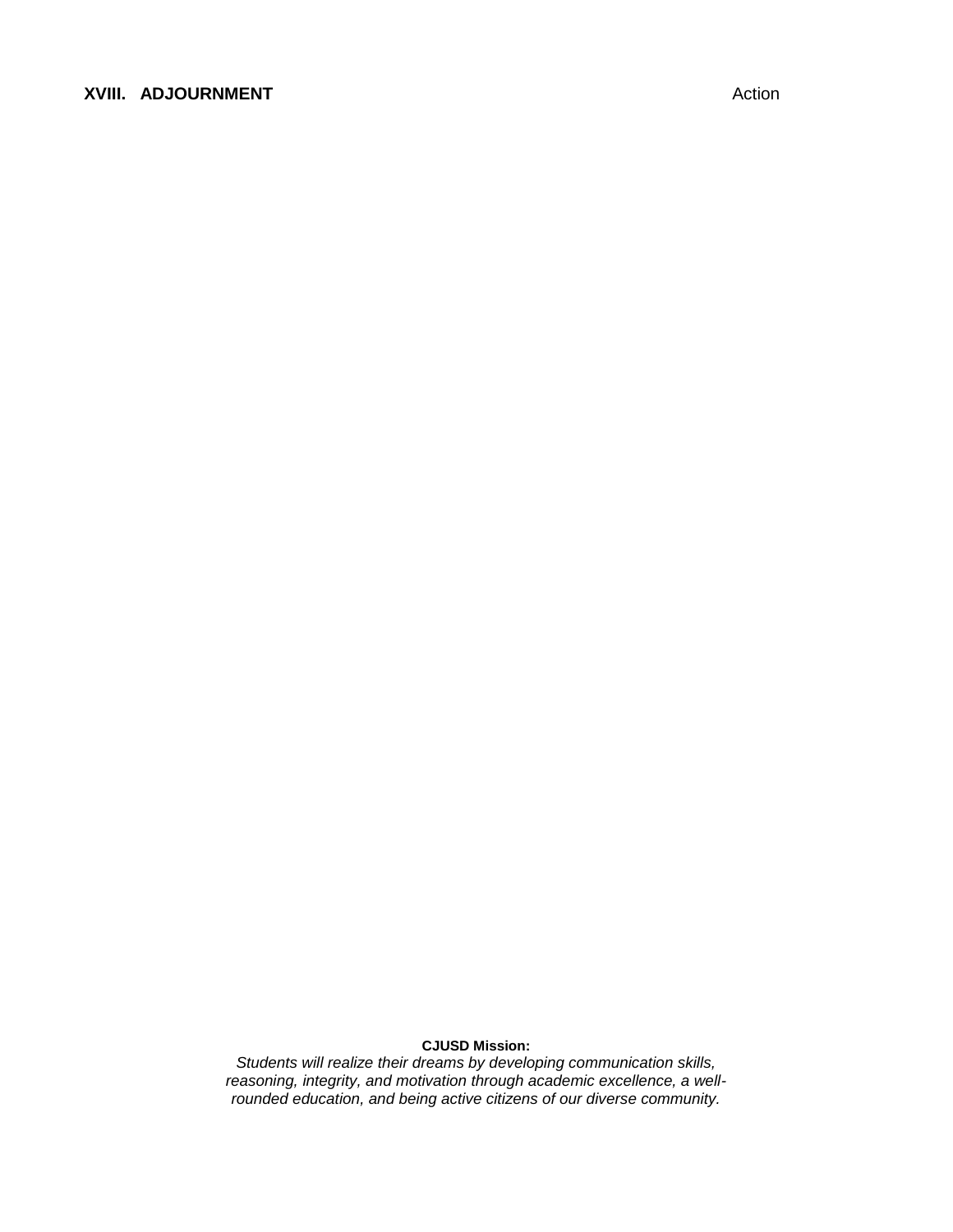**XVIII. ADJOURNMENT** Action

**CJUSD Mission:**

*Students will realize their dreams by developing communication skills, reasoning, integrity, and motivation through academic excellence, a well-rounded education, and being active citizens of our diverse community.*